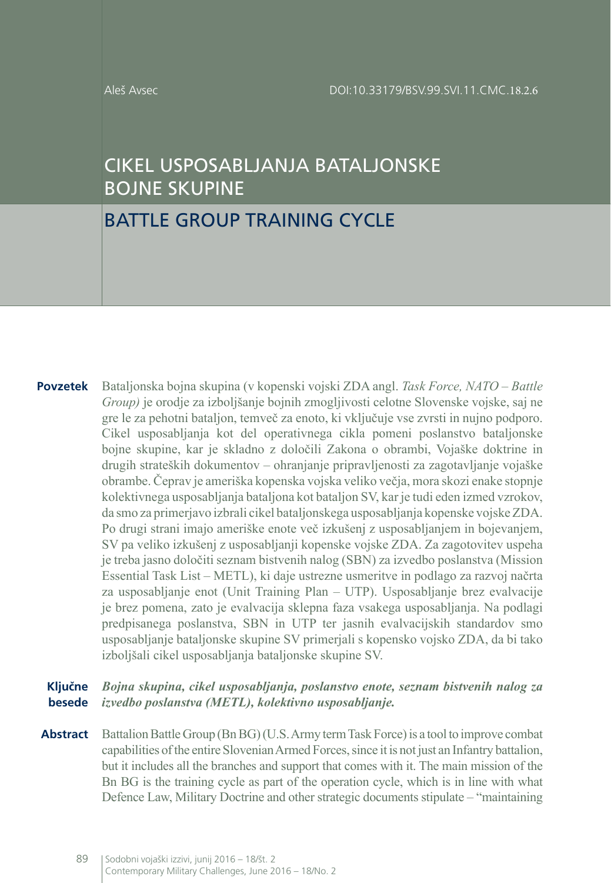Aleš Avsec

DOI:10.33179/BSV.99.SVI.11.CMC.18.2.6

# CIKEL USPOSABLJANJA BATALJONSKE BOJNE SKUPINE

# BATTLE GROUP TRAINING CYCLE

**Povzetek** Bataljonska bojna skupina (v kopenski vojski ZDA angl. *Task Force, NATO – Battle Group)* je orodje za izboljšanje bojnih zmogljivosti celotne Slovenske vojske, saj ne gre le za pehotni bataljon, temveč za enoto, ki vključuje vse zvrsti in nujno podporo. Cikel usposabljanja kot del operativnega cikla pomeni poslanstvo bataljonske bojne skupine, kar je skladno z določili Zakona o obrambi, Vojaške doktrine in drugih strateških dokumentov – ohranjanje pripravljenosti za zagotavljanje vojaške obrambe. Čeprav je ameriška kopenska vojska veliko večja, mora skozi enake stopnje kolektivnega usposabljanja bataljona kot bataljon SV, kar je tudi eden izmed vzrokov, da smo za primerjavo izbrali cikel bataljonskega usposabljanja kopenske vojske ZDA. Po drugi strani imajo ameriške enote več izkušenj z usposabljanjem in bojevanjem, SV pa veliko izkušenj z usposabljanji kopenske vojske ZDA. Za zagotovitev uspeha je treba jasno določiti seznam bistvenih nalog (SBN) za izvedbo poslanstva (Mission Essential Task List – METL), ki daje ustrezne usmeritve in podlago za razvoj načrta za usposabljanje enot (Unit Training Plan – UTP). Usposabljanje brez evalvacije je brez pomena, zato je evalvacija sklepna faza vsakega usposabljanja. Na podlagi predpisanega poslanstva, SBN in UTP ter jasnih evalvacijskih standardov smo usposabljanje bataljonske skupine SV primerjali s kopensko vojsko ZDA, da bi tako izboljšali cikel usposabljanja bataljonske skupine SV.

**Ključne besede** ***Bojna skupina, cikel usposabljanja, poslanstvo enote, seznam bistvenih nalog za izvedbo poslanstva (METL), kolektivno usposabljanje.***

**Abstract** Battalion Battle Group (Bn BG) (U.S. Army term Task Force) is a tool to improve combat capabilities of the entire Slovenian Armed Forces, since it is not just an Infantry battalion, but it includes all the branches and support that comes with it. The main mission of the Bn BG is the training cycle as part of the operation cycle, which is in line with what Defence Law, Military Doctrine and other strategic documents stipulate – "maintaining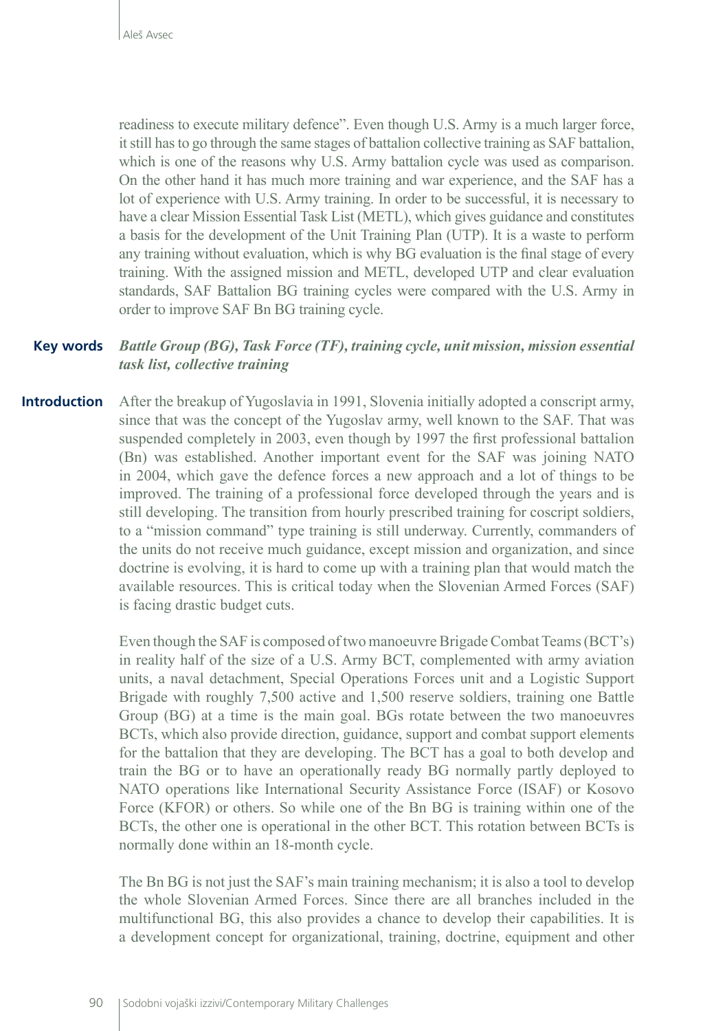readiness to execute military defence". Even though U.S. Army is a much larger force, it still has to go through the same stages of battalion collective training as SAF battalion, which is one of the reasons why U.S. Army battalion cycle was used as comparison. On the other hand it has much more training and war experience, and the SAF has a lot of experience with U.S. Army training. In order to be successful, it is necessary to have a clear Mission Essential Task List (METL), which gives guidance and constitutes a basis for the development of the Unit Training Plan (UTP). It is a waste to perform any training without evaluation, which is why BG evaluation is the final stage of every training. With the assigned mission and METL, developed UTP and clear evaluation standards, SAF Battalion BG training cycles were compared with the U.S. Army in order to improve SAF Bn BG training cycle.

**Key words** ***Battle Group (BG), Task Force (TF), training cycle, unit mission, mission essential task list, collective training***

## Introduction

After the breakup of Yugoslavia in 1991, Slovenia initially adopted a conscript army, since that was the concept of the Yugoslav army, well known to the SAF. That was suspended completely in 2003, even though by 1997 the first professional battalion (Bn) was established. Another important event for the SAF was joining NATO in 2004, which gave the defence forces a new approach and a lot of things to be improved. The training of a professional force developed through the years and is still developing. The transition from hourly prescribed training for coscript soldiers, to a "mission command" type training is still underway. Currently, commanders of the units do not receive much guidance, except mission and organization, and since doctrine is evolving, it is hard to come up with a training plan that would match the available resources. This is critical today when the Slovenian Armed Forces (SAF) is facing drastic budget cuts.

Even though the SAF is composed of two manoeuvre Brigade Combat Teams (BCT's) in reality half of the size of a U.S. Army BCT, complemented with army aviation units, a naval detachment, Special Operations Forces unit and a Logistic Support Brigade with roughly 7,500 active and 1,500 reserve soldiers, training one Battle Group (BG) at a time is the main goal. BGs rotate between the two manoeuvres BCTs, which also provide direction, guidance, support and combat support elements for the battalion that they are developing. The BCT has a goal to both develop and train the BG or to have an operationally ready BG normally partly deployed to NATO operations like International Security Assistance Force (ISAF) or Kosovo Force (KFOR) or others. So while one of the Bn BG is training within one of the BCTs, the other one is operational in the other BCT. This rotation between BCTs is normally done within an 18-month cycle.

The Bn BG is not just the SAF's main training mechanism; it is also a tool to develop the whole Slovenian Armed Forces. Since there are all branches included in the multifunctional BG, this also provides a chance to develop their capabilities. It is a development concept for organizational, training, doctrine, equipment and other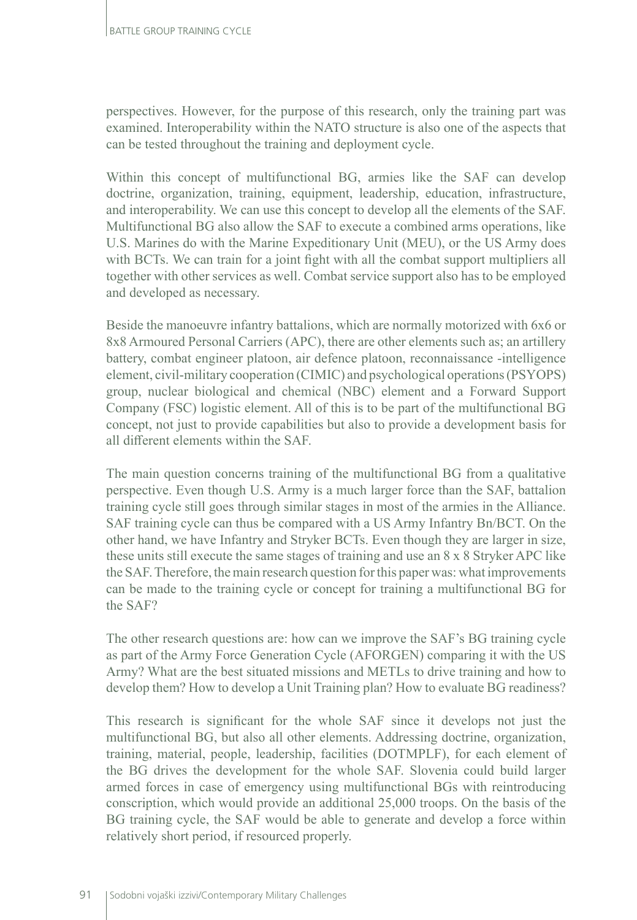perspectives. However, for the purpose of this research, only the training part was examined. Interoperability within the NATO structure is also one of the aspects that can be tested throughout the training and deployment cycle.

Within this concept of multifunctional BG, armies like the SAF can develop doctrine, organization, training, equipment, leadership, education, infrastructure, and interoperability. We can use this concept to develop all the elements of the SAF. Multifunctional BG also allow the SAF to execute a combined arms operations, like U.S. Marines do with the Marine Expeditionary Unit (MEU), or the US Army does with BCTs. We can train for a joint fight with all the combat support multipliers all together with other services as well. Combat service support also has to be employed and developed as necessary.

Beside the manoeuvre infantry battalions, which are normally motorized with 6x6 or 8x8 Armoured Personal Carriers (APC), there are other elements such as; an artillery battery, combat engineer platoon, air defence platoon, reconnaissance -intelligence element, civil-military cooperation (CIMIC) and psychological operations (PSYOPS) group, nuclear biological and chemical (NBC) element and a Forward Support Company (FSC) logistic element. All of this is to be part of the multifunctional BG concept, not just to provide capabilities but also to provide a development basis for all different elements within the SAF.

The main question concerns training of the multifunctional BG from a qualitative perspective. Even though U.S. Army is a much larger force than the SAF, battalion training cycle still goes through similar stages in most of the armies in the Alliance. SAF training cycle can thus be compared with a US Army Infantry Bn/BCT. On the other hand, we have Infantry and Stryker BCTs. Even though they are larger in size, these units still execute the same stages of training and use an 8 x 8 Stryker APC like the SAF. Therefore, the main research question for this paper was: what improvements can be made to the training cycle or concept for training a multifunctional BG for the SAF?

The other research questions are: how can we improve the SAF's BG training cycle as part of the Army Force Generation Cycle (AFORGEN) comparing it with the US Army? What are the best situated missions and METLs to drive training and how to develop them? How to develop a Unit Training plan? How to evaluate BG readiness?

This research is significant for the whole SAF since it develops not just the multifunctional BG, but also all other elements. Addressing doctrine, organization, training, material, people, leadership, facilities (DOTMPLF), for each element of the BG drives the development for the whole SAF. Slovenia could build larger armed forces in case of emergency using multifunctional BGs with reintroducing conscription, which would provide an additional 25,000 troops. On the basis of the BG training cycle, the SAF would be able to generate and develop a force within relatively short period, if resourced properly.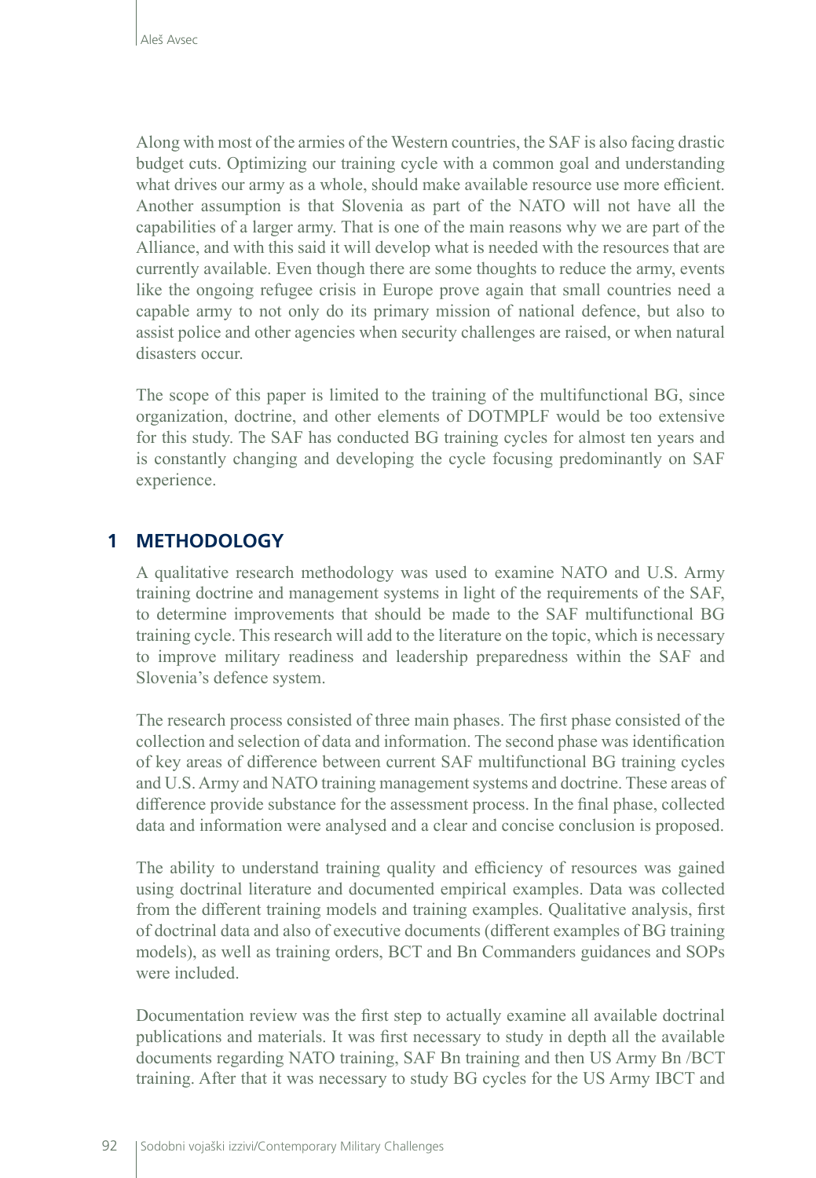Along with most of the armies of the Western countries, the SAF is also facing drastic budget cuts. Optimizing our training cycle with a common goal and understanding what drives our army as a whole, should make available resource use more efficient. Another assumption is that Slovenia as part of the NATO will not have all the capabilities of a larger army. That is one of the main reasons why we are part of the Alliance, and with this said it will develop what is needed with the resources that are currently available. Even though there are some thoughts to reduce the army, events like the ongoing refugee crisis in Europe prove again that small countries need a capable army to not only do its primary mission of national defence, but also to assist police and other agencies when security challenges are raised, or when natural disasters occur.

The scope of this paper is limited to the training of the multifunctional BG, since organization, doctrine, and other elements of DOTMPLF would be too extensive for this study. The SAF has conducted BG training cycles for almost ten years and is constantly changing and developing the cycle focusing predominantly on SAF experience.

## 1 METHODOLOGY

A qualitative research methodology was used to examine NATO and U.S. Army training doctrine and management systems in light of the requirements of the SAF, to determine improvements that should be made to the SAF multifunctional BG training cycle. This research will add to the literature on the topic, which is necessary to improve military readiness and leadership preparedness within the SAF and Slovenia's defence system.

The research process consisted of three main phases. The first phase consisted of the collection and selection of data and information. The second phase was identification of key areas of difference between current SAF multifunctional BG training cycles and U.S. Army and NATO training management systems and doctrine. These areas of difference provide substance for the assessment process. In the final phase, collected data and information were analysed and a clear and concise conclusion is proposed.

The ability to understand training quality and efficiency of resources was gained using doctrinal literature and documented empirical examples. Data was collected from the different training models and training examples. Qualitative analysis, first of doctrinal data and also of executive documents (different examples of BG training models), as well as training orders, BCT and Bn Commanders guidances and SOPs were included.

Documentation review was the first step to actually examine all available doctrinal publications and materials. It was first necessary to study in depth all the available documents regarding NATO training, SAF Bn training and then US Army Bn /BCT training. After that it was necessary to study BG cycles for the US Army IBCT and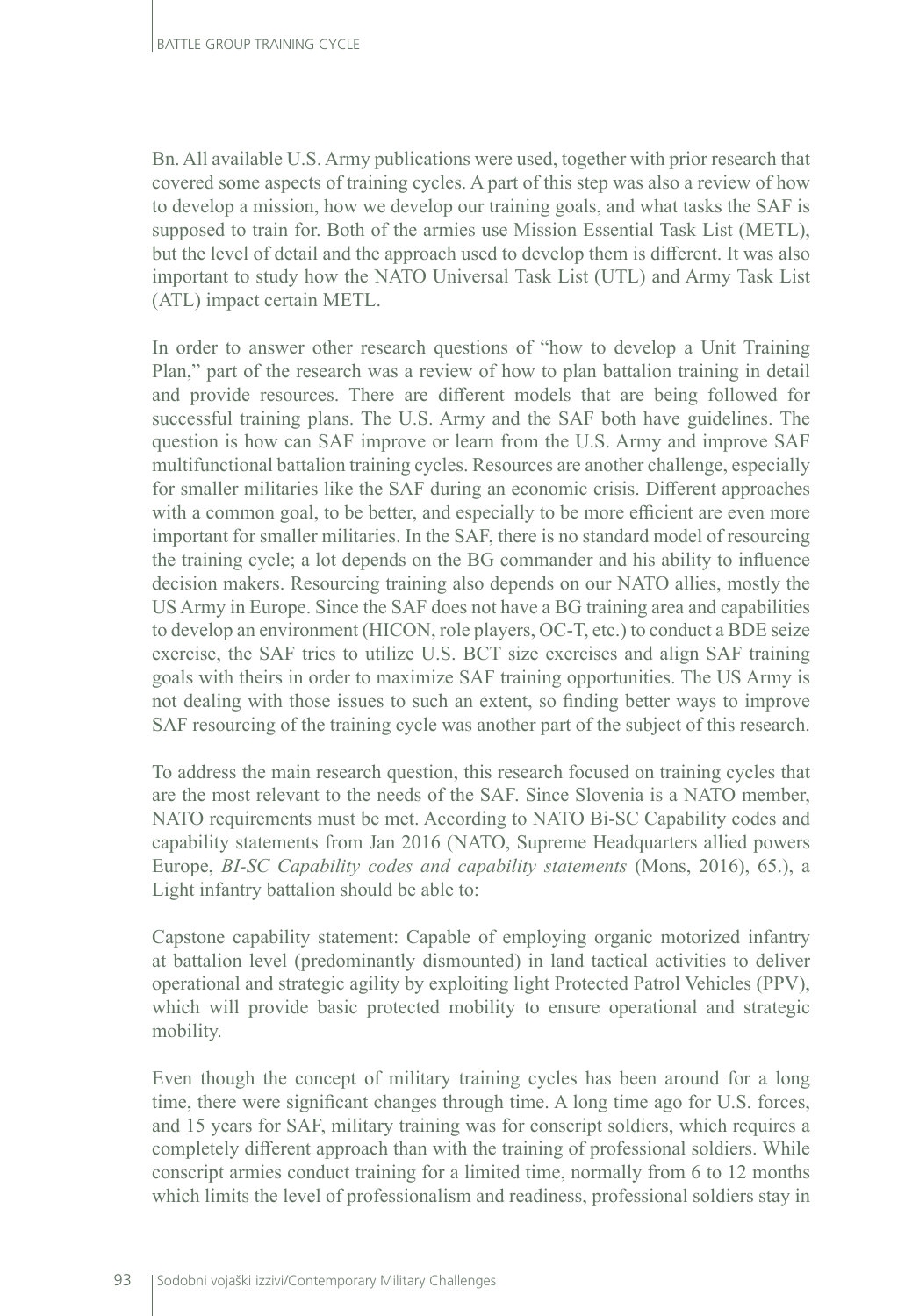Bn. All available U.S. Army publications were used, together with prior research that covered some aspects of training cycles. A part of this step was also a review of how to develop a mission, how we develop our training goals, and what tasks the SAF is supposed to train for. Both of the armies use Mission Essential Task List (METL), but the level of detail and the approach used to develop them is different. It was also important to study how the NATO Universal Task List (UTL) and Army Task List (ATL) impact certain METL.

In order to answer other research questions of "how to develop a Unit Training Plan," part of the research was a review of how to plan battalion training in detail and provide resources. There are different models that are being followed for successful training plans. The U.S. Army and the SAF both have guidelines. The question is how can SAF improve or learn from the U.S. Army and improve SAF multifunctional battalion training cycles. Resources are another challenge, especially for smaller militaries like the SAF during an economic crisis. Different approaches with a common goal, to be better, and especially to be more efficient are even more important for smaller militaries. In the SAF, there is no standard model of resourcing the training cycle; a lot depends on the BG commander and his ability to influence decision makers. Resourcing training also depends on our NATO allies, mostly the US Army in Europe. Since the SAF does not have a BG training area and capabilities to develop an environment (HICON, role players, OC-T, etc.) to conduct a BDE seize exercise, the SAF tries to utilize U.S. BCT size exercises and align SAF training goals with theirs in order to maximize SAF training opportunities. The US Army is not dealing with those issues to such an extent, so finding better ways to improve SAF resourcing of the training cycle was another part of the subject of this research.

To address the main research question, this research focused on training cycles that are the most relevant to the needs of the SAF. Since Slovenia is a NATO member, NATO requirements must be met. According to NATO Bi-SC Capability codes and capability statements from Jan 2016 (NATO, Supreme Headquarters allied powers Europe, *BI-SC Capability codes and capability statements* (Mons, 2016), 65.), a Light infantry battalion should be able to:

Capstone capability statement: Capable of employing organic motorized infantry at battalion level (predominantly dismounted) in land tactical activities to deliver operational and strategic agility by exploiting light Protected Patrol Vehicles (PPV), which will provide basic protected mobility to ensure operational and strategic mobility.

Even though the concept of military training cycles has been around for a long time, there were significant changes through time. A long time ago for U.S. forces, and 15 years for SAF, military training was for conscript soldiers, which requires a completely different approach than with the training of professional soldiers. While conscript armies conduct training for a limited time, normally from 6 to 12 months which limits the level of professionalism and readiness, professional soldiers stay in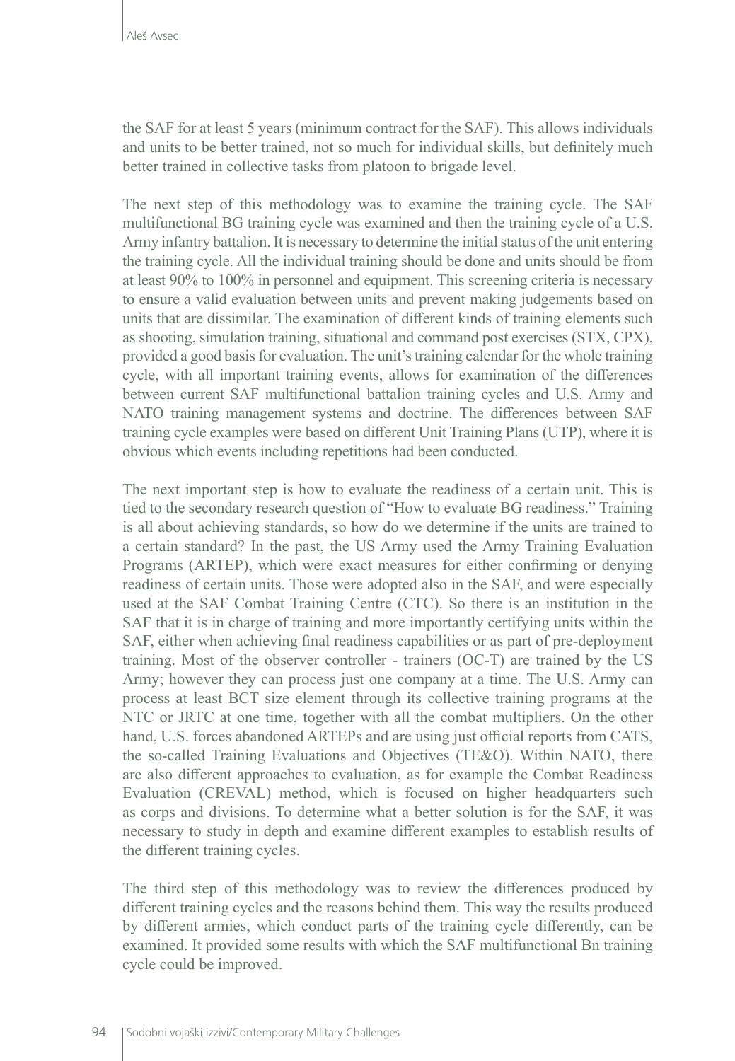the SAF for at least 5 years (minimum contract for the SAF). This allows individuals and units to be better trained, not so much for individual skills, but definitely much better trained in collective tasks from platoon to brigade level.

The next step of this methodology was to examine the training cycle. The SAF multifunctional BG training cycle was examined and then the training cycle of a U.S. Army infantry battalion. It is necessary to determine the initial status of the unit entering the training cycle. All the individual training should be done and units should be from at least 90% to 100% in personnel and equipment. This screening criteria is necessary to ensure a valid evaluation between units and prevent making judgements based on units that are dissimilar. The examination of different kinds of training elements such as shooting, simulation training, situational and command post exercises (STX, CPX), provided a good basis for evaluation. The unit's training calendar for the whole training cycle, with all important training events, allows for examination of the differences between current SAF multifunctional battalion training cycles and U.S. Army and NATO training management systems and doctrine. The differences between SAF training cycle examples were based on different Unit Training Plans (UTP), where it is obvious which events including repetitions had been conducted.

The next important step is how to evaluate the readiness of a certain unit. This is tied to the secondary research question of "How to evaluate BG readiness." Training is all about achieving standards, so how do we determine if the units are trained to a certain standard? In the past, the US Army used the Army Training Evaluation Programs (ARTEP), which were exact measures for either confirming or denying readiness of certain units. Those were adopted also in the SAF, and were especially used at the SAF Combat Training Centre (CTC). So there is an institution in the SAF that it is in charge of training and more importantly certifying units within the SAF, either when achieving final readiness capabilities or as part of pre-deployment training. Most of the observer controller - trainers (OC-T) are trained by the US Army; however they can process just one company at a time. The U.S. Army can process at least BCT size element through its collective training programs at the NTC or JRTC at one time, together with all the combat multipliers. On the other hand, U.S. forces abandoned ARTEPs and are using just official reports from CATS, the so-called Training Evaluations and Objectives (TE&O). Within NATO, there are also different approaches to evaluation, as for example the Combat Readiness Evaluation (CREVAL) method, which is focused on higher headquarters such as corps and divisions. To determine what a better solution is for the SAF, it was necessary to study in depth and examine different examples to establish results of the different training cycles.

The third step of this methodology was to review the differences produced by different training cycles and the reasons behind them. This way the results produced by different armies, which conduct parts of the training cycle differently, can be examined. It provided some results with which the SAF multifunctional Bn training cycle could be improved.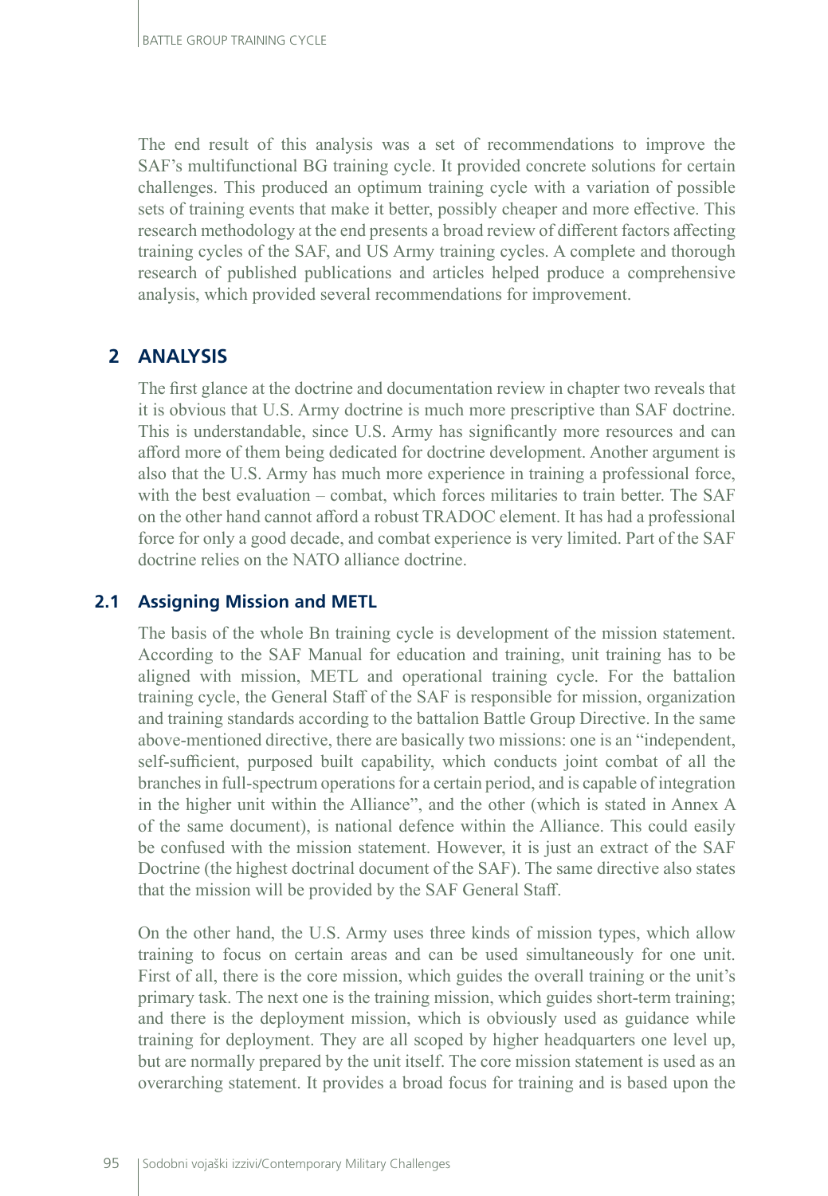The end result of this analysis was a set of recommendations to improve the SAF's multifunctional BG training cycle. It provided concrete solutions for certain challenges. This produced an optimum training cycle with a variation of possible sets of training events that make it better, possibly cheaper and more effective. This research methodology at the end presents a broad review of different factors affecting training cycles of the SAF, and US Army training cycles. A complete and thorough research of published publications and articles helped produce a comprehensive analysis, which provided several recommendations for improvement.

## 2 ANALYSIS

The first glance at the doctrine and documentation review in chapter two reveals that it is obvious that U.S. Army doctrine is much more prescriptive than SAF doctrine. This is understandable, since U.S. Army has significantly more resources and can afford more of them being dedicated for doctrine development. Another argument is also that the U.S. Army has much more experience in training a professional force, with the best evaluation – combat, which forces militaries to train better. The SAF on the other hand cannot afford a robust TRADOC element. It has had a professional force for only a good decade, and combat experience is very limited. Part of the SAF doctrine relies on the NATO alliance doctrine.

### 2.1 Assigning Mission and METL

The basis of the whole Bn training cycle is development of the mission statement. According to the SAF Manual for education and training, unit training has to be aligned with mission, METL and operational training cycle. For the battalion training cycle, the General Staff of the SAF is responsible for mission, organization and training standards according to the battalion Battle Group Directive. In the same above-mentioned directive, there are basically two missions: one is an "independent, self-sufficient, purposed built capability, which conducts joint combat of all the branches in full-spectrum operations for a certain period, and is capable of integration in the higher unit within the Alliance", and the other (which is stated in Annex A of the same document), is national defence within the Alliance. This could easily be confused with the mission statement. However, it is just an extract of the SAF Doctrine (the highest doctrinal document of the SAF). The same directive also states that the mission will be provided by the SAF General Staff.

On the other hand, the U.S. Army uses three kinds of mission types, which allow training to focus on certain areas and can be used simultaneously for one unit. First of all, there is the core mission, which guides the overall training or the unit's primary task. The next one is the training mission, which guides short-term training; and there is the deployment mission, which is obviously used as guidance while training for deployment. They are all scoped by higher headquarters one level up, but are normally prepared by the unit itself. The core mission statement is used as an overarching statement. It provides a broad focus for training and is based upon the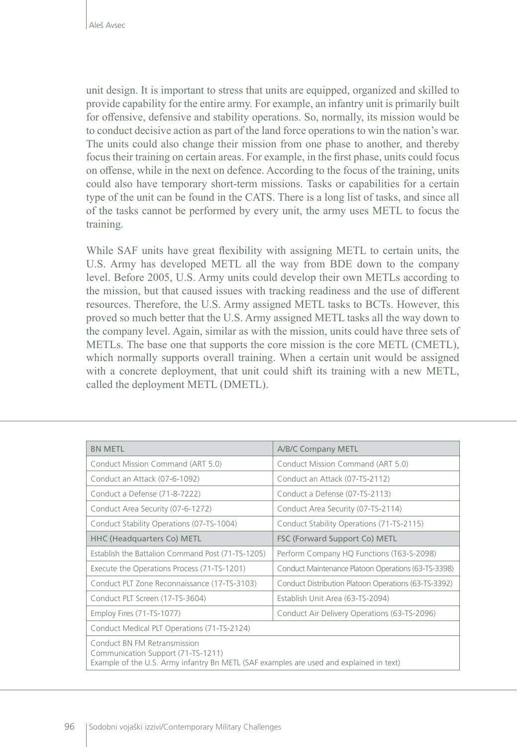unit design. It is important to stress that units are equipped, organized and skilled to provide capability for the entire army. For example, an infantry unit is primarily built for offensive, defensive and stability operations. So, normally, its mission would be to conduct decisive action as part of the land force operations to win the nation's war. The units could also change their mission from one phase to another, and thereby focus their training on certain areas. For example, in the first phase, units could focus on offense, while in the next on defence. According to the focus of the training, units could also have temporary short-term missions. Tasks or capabilities for a certain type of the unit can be found in the CATS. There is a long list of tasks, and since all of the tasks cannot be performed by every unit, the army uses METL to focus the training.

While SAF units have great flexibility with assigning METL to certain units, the U.S. Army has developed METL all the way from BDE down to the company level. Before 2005, U.S. Army units could develop their own METLs according to the mission, but that caused issues with tracking readiness and the use of different resources. Therefore, the U.S. Army assigned METL tasks to BCTs. However, this proved so much better that the U.S. Army assigned METL tasks all the way down to the company level. Again, similar as with the mission, units could have three sets of METLs. The base one that supports the core mission is the core METL (CMETL), which normally supports overall training. When a certain unit would be assigned with a concrete deployment, that unit could shift its training with a new METL, called the deployment METL (DMETL).

| BN METL | A/B/C Company METL |
|---|---|
| Conduct Mission Command (ART 5.0) | Conduct Mission Command (ART 5.0) |
| Conduct an Attack (07-6-1092) | Conduct an Attack (07-TS-2112) |
| Conduct a Defense (71-8-7222) | Conduct a Defense (07-TS-2113) |
| Conduct Area Security (07-6-1272) | Conduct Area Security (07-TS-2114) |
| Conduct Stability Operations (07-TS-1004) | Conduct Stability Operations (71-TS-2115) |
| **HHC (Headquarters Co) METL** | **FSC (Forward Support Co) METL** |
| Establish the Battalion Command Post (71-TS-1205) | Perform Company HQ Functions (T63-S-2098) |
| Execute the Operations Process (71-TS-1201) | Conduct Maintenance Platoon Operations (63-TS-3398) |
| Conduct PLT Zone Reconnaissance (17-TS-3103) | Conduct Distribution Platoon Operations (63-TS-3392) |
| Conduct PLT Screen (17-TS-3604) | Establish Unit Area (63-TS-2094) |
| Employ Fires (71-TS-1077) | Conduct Air Delivery Operations (63-TS-2096) |
| Conduct Medical PLT Operations (71-TS-2124) | |
| Conduct BN FM Retransmission Communication Support (71-TS-1211) | |

Example of the U.S. Army infantry Bn METL (SAF examples are used and explained in text)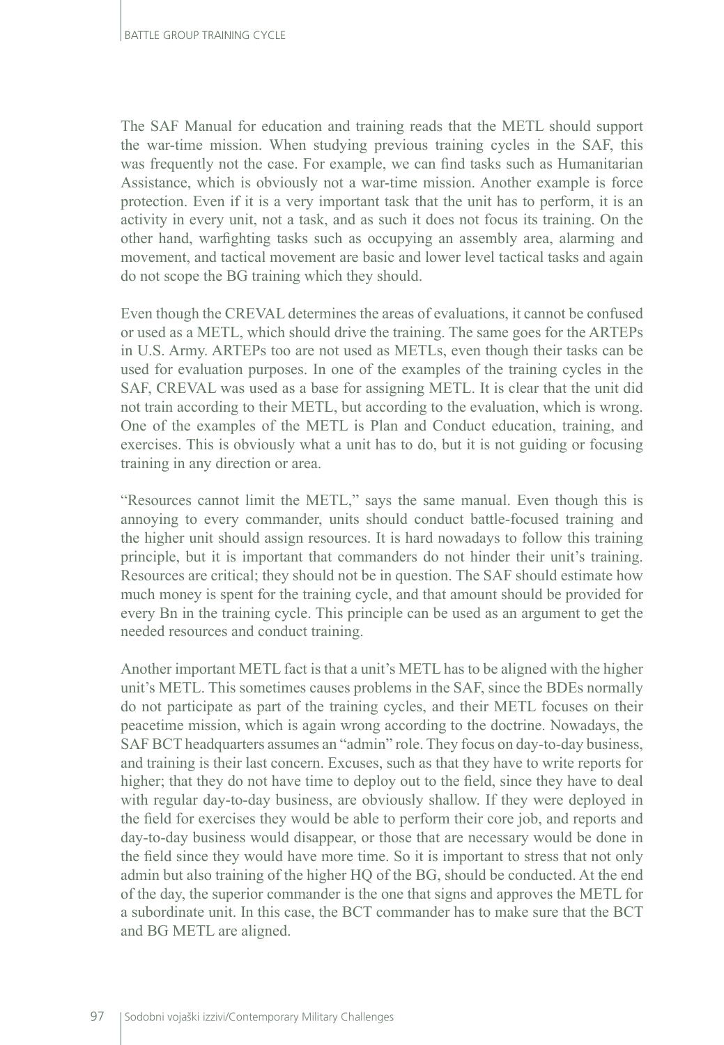The SAF Manual for education and training reads that the METL should support the war-time mission. When studying previous training cycles in the SAF, this was frequently not the case. For example, we can find tasks such as Humanitarian Assistance, which is obviously not a war-time mission. Another example is force protection. Even if it is a very important task that the unit has to perform, it is an activity in every unit, not a task, and as such it does not focus its training. On the other hand, warfighting tasks such as occupying an assembly area, alarming and movement, and tactical movement are basic and lower level tactical tasks and again do not scope the BG training which they should.

Even though the CREVAL determines the areas of evaluations, it cannot be confused or used as a METL, which should drive the training. The same goes for the ARTEPs in U.S. Army. ARTEPs too are not used as METLs, even though their tasks can be used for evaluation purposes. In one of the examples of the training cycles in the SAF, CREVAL was used as a base for assigning METL. It is clear that the unit did not train according to their METL, but according to the evaluation, which is wrong. One of the examples of the METL is Plan and Conduct education, training, and exercises. This is obviously what a unit has to do, but it is not guiding or focusing training in any direction or area.

"Resources cannot limit the METL," says the same manual. Even though this is annoying to every commander, units should conduct battle-focused training and the higher unit should assign resources. It is hard nowadays to follow this training principle, but it is important that commanders do not hinder their unit's training. Resources are critical; they should not be in question. The SAF should estimate how much money is spent for the training cycle, and that amount should be provided for every Bn in the training cycle. This principle can be used as an argument to get the needed resources and conduct training.

Another important METL fact is that a unit's METL has to be aligned with the higher unit's METL. This sometimes causes problems in the SAF, since the BDEs normally do not participate as part of the training cycles, and their METL focuses on their peacetime mission, which is again wrong according to the doctrine. Nowadays, the SAF BCT headquarters assumes an "admin" role. They focus on day-to-day business, and training is their last concern. Excuses, such as that they have to write reports for higher; that they do not have time to deploy out to the field, since they have to deal with regular day-to-day business, are obviously shallow. If they were deployed in the field for exercises they would be able to perform their core job, and reports and day-to-day business would disappear, or those that are necessary would be done in the field since they would have more time. So it is important to stress that not only admin but also training of the higher HQ of the BG, should be conducted. At the end of the day, the superior commander is the one that signs and approves the METL for a subordinate unit. In this case, the BCT commander has to make sure that the BCT and BG METL are aligned.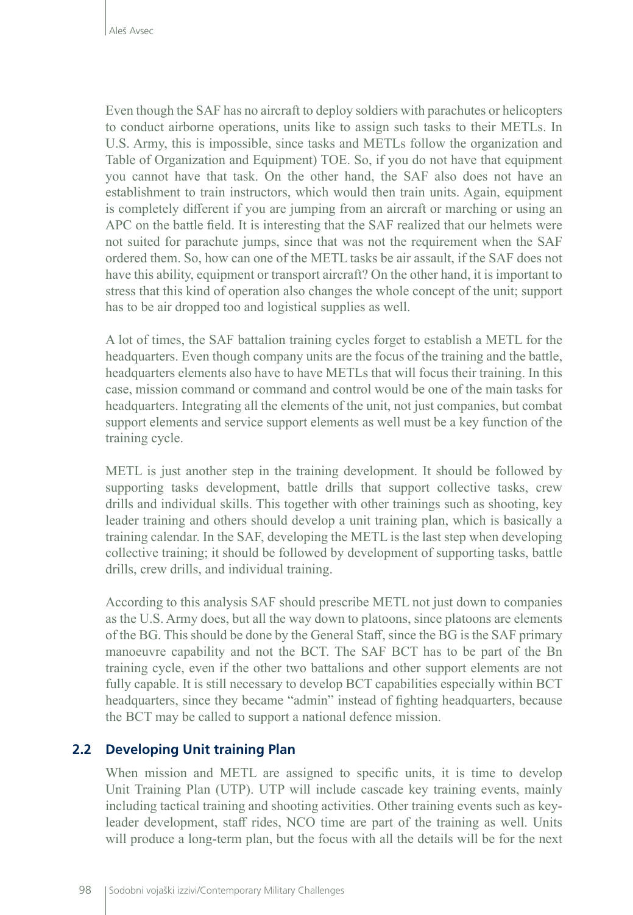Even though the SAF has no aircraft to deploy soldiers with parachutes or helicopters to conduct airborne operations, units like to assign such tasks to their METLs. In U.S. Army, this is impossible, since tasks and METLs follow the organization and Table of Organization and Equipment) TOE. So, if you do not have that equipment you cannot have that task. On the other hand, the SAF also does not have an establishment to train instructors, which would then train units. Again, equipment is completely different if you are jumping from an aircraft or marching or using an APC on the battle field. It is interesting that the SAF realized that our helmets were not suited for parachute jumps, since that was not the requirement when the SAF ordered them. So, how can one of the METL tasks be air assault, if the SAF does not have this ability, equipment or transport aircraft? On the other hand, it is important to stress that this kind of operation also changes the whole concept of the unit; support has to be air dropped too and logistical supplies as well.

A lot of times, the SAF battalion training cycles forget to establish a METL for the headquarters. Even though company units are the focus of the training and the battle, headquarters elements also have to have METLs that will focus their training. In this case, mission command or command and control would be one of the main tasks for headquarters. Integrating all the elements of the unit, not just companies, but combat support elements and service support elements as well must be a key function of the training cycle.

METL is just another step in the training development. It should be followed by supporting tasks development, battle drills that support collective tasks, crew drills and individual skills. This together with other trainings such as shooting, key leader training and others should develop a unit training plan, which is basically a training calendar. In the SAF, developing the METL is the last step when developing collective training; it should be followed by development of supporting tasks, battle drills, crew drills, and individual training.

According to this analysis SAF should prescribe METL not just down to companies as the U.S. Army does, but all the way down to platoons, since platoons are elements of the BG. This should be done by the General Staff, since the BG is the SAF primary manoeuvre capability and not the BCT. The SAF BCT has to be part of the Bn training cycle, even if the other two battalions and other support elements are not fully capable. It is still necessary to develop BCT capabilities especially within BCT headquarters, since they became "admin" instead of fighting headquarters, because the BCT may be called to support a national defence mission.

## 2.2 Developing Unit training Plan

When mission and METL are assigned to specific units, it is time to develop Unit Training Plan (UTP). UTP will include cascade key training events, mainly including tactical training and shooting activities. Other training events such as key-leader development, staff rides, NCO time are part of the training as well. Units will produce a long-term plan, but the focus with all the details will be for the next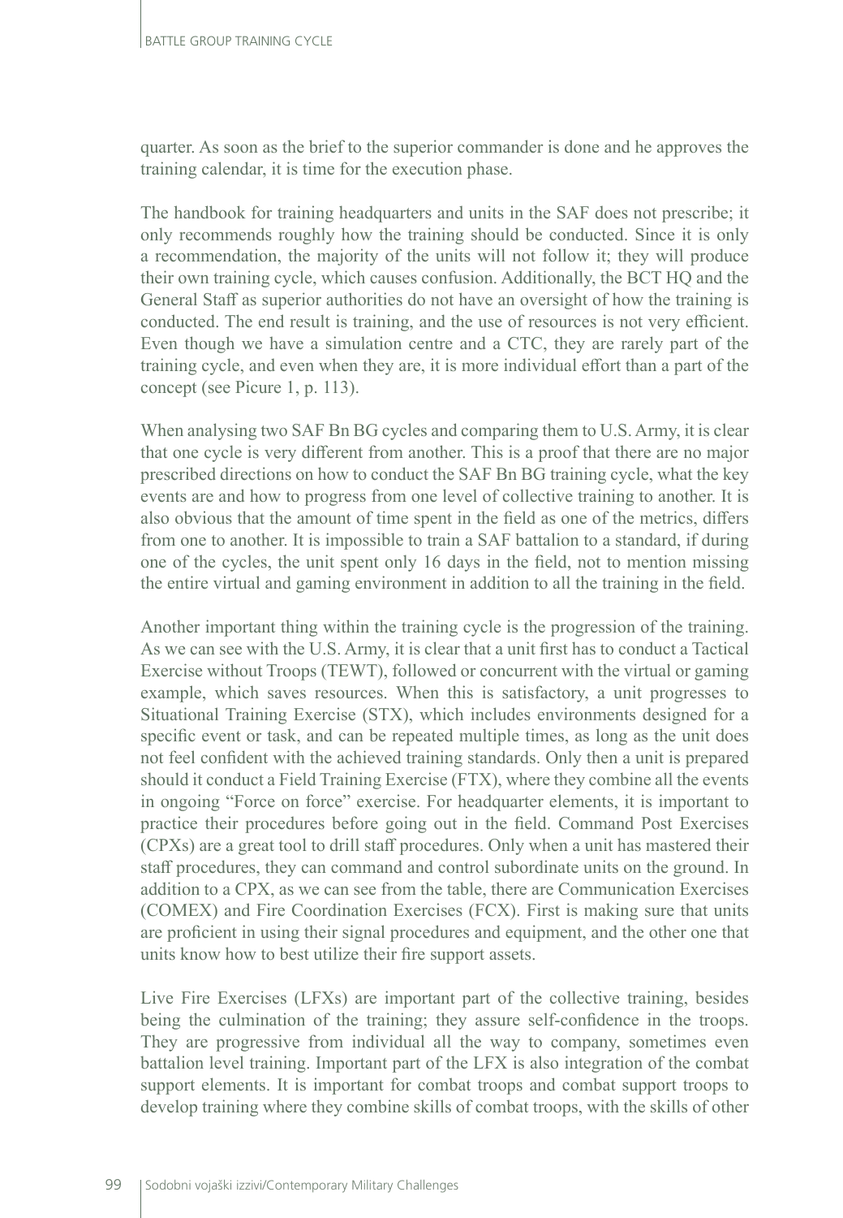quarter. As soon as the brief to the superior commander is done and he approves the training calendar, it is time for the execution phase.

The handbook for training headquarters and units in the SAF does not prescribe; it only recommends roughly how the training should be conducted. Since it is only a recommendation, the majority of the units will not follow it; they will produce their own training cycle, which causes confusion. Additionally, the BCT HQ and the General Staff as superior authorities do not have an oversight of how the training is conducted. The end result is training, and the use of resources is not very efficient. Even though we have a simulation centre and a CTC, they are rarely part of the training cycle, and even when they are, it is more individual effort than a part of the concept (see Picure 1, p. 113).

When analysing two SAF Bn BG cycles and comparing them to U.S. Army, it is clear that one cycle is very different from another. This is a proof that there are no major prescribed directions on how to conduct the SAF Bn BG training cycle, what the key events are and how to progress from one level of collective training to another. It is also obvious that the amount of time spent in the field as one of the metrics, differs from one to another. It is impossible to train a SAF battalion to a standard, if during one of the cycles, the unit spent only 16 days in the field, not to mention missing the entire virtual and gaming environment in addition to all the training in the field.

Another important thing within the training cycle is the progression of the training. As we can see with the U.S. Army, it is clear that a unit first has to conduct a Tactical Exercise without Troops (TEWT), followed or concurrent with the virtual or gaming example, which saves resources. When this is satisfactory, a unit progresses to Situational Training Exercise (STX), which includes environments designed for a specific event or task, and can be repeated multiple times, as long as the unit does not feel confident with the achieved training standards. Only then a unit is prepared should it conduct a Field Training Exercise (FTX), where they combine all the events in ongoing "Force on force" exercise. For headquarter elements, it is important to practice their procedures before going out in the field. Command Post Exercises (CPXs) are a great tool to drill staff procedures. Only when a unit has mastered their staff procedures, they can command and control subordinate units on the ground. In addition to a CPX, as we can see from the table, there are Communication Exercises (COMEX) and Fire Coordination Exercises (FCX). First is making sure that units are proficient in using their signal procedures and equipment, and the other one that units know how to best utilize their fire support assets.

Live Fire Exercises (LFXs) are important part of the collective training, besides being the culmination of the training; they assure self-confidence in the troops. They are progressive from individual all the way to company, sometimes even battalion level training. Important part of the LFX is also integration of the combat support elements. It is important for combat troops and combat support troops to develop training where they combine skills of combat troops, with the skills of other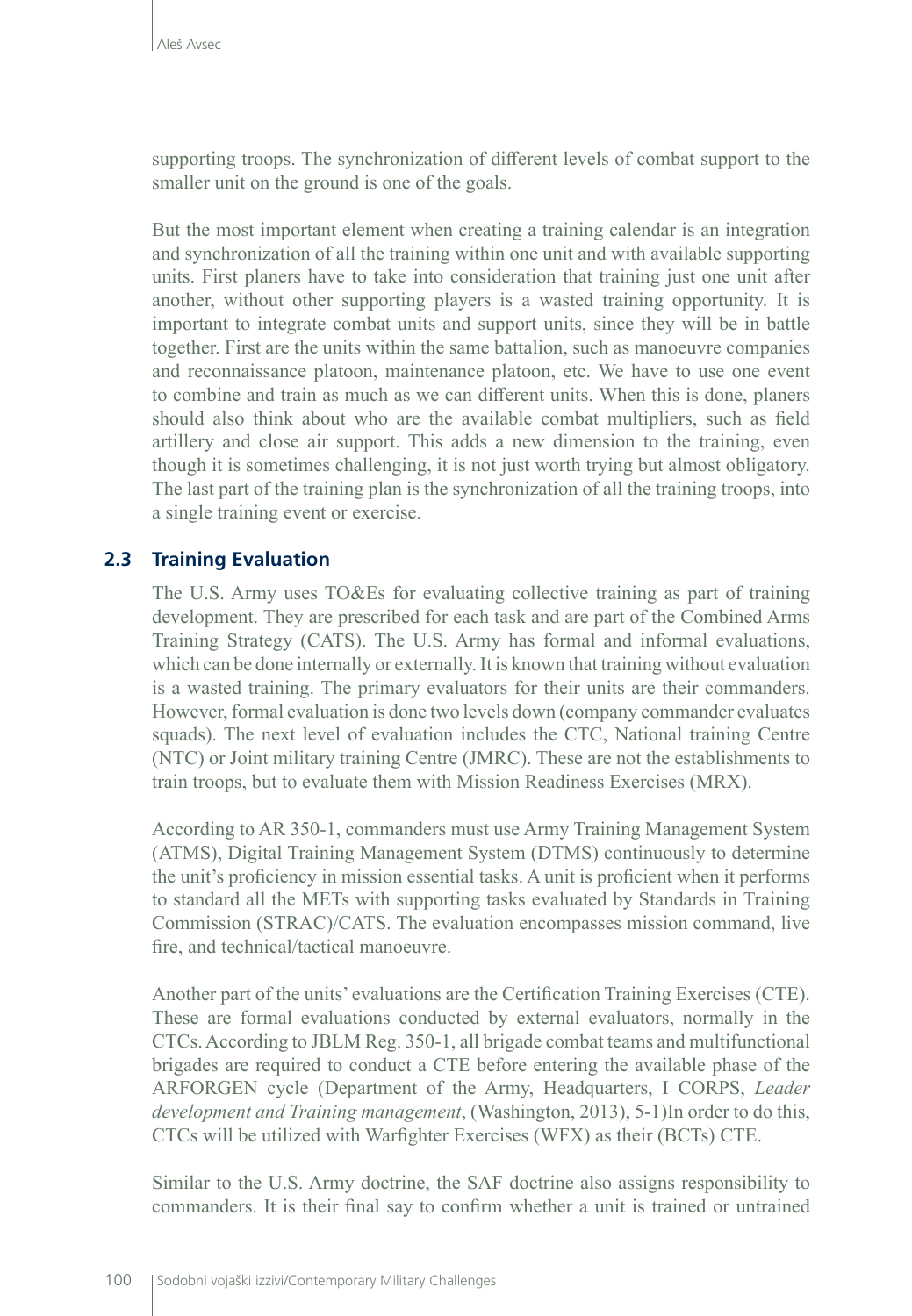supporting troops. The synchronization of different levels of combat support to the smaller unit on the ground is one of the goals.

But the most important element when creating a training calendar is an integration and synchronization of all the training within one unit and with available supporting units. First planers have to take into consideration that training just one unit after another, without other supporting players is a wasted training opportunity. It is important to integrate combat units and support units, since they will be in battle together. First are the units within the same battalion, such as manoeuvre companies and reconnaissance platoon, maintenance platoon, etc. We have to use one event to combine and train as much as we can different units. When this is done, planers should also think about who are the available combat multipliers, such as field artillery and close air support. This adds a new dimension to the training, even though it is sometimes challenging, it is not just worth trying but almost obligatory. The last part of the training plan is the synchronization of all the training troops, into a single training event or exercise.

## 2.3 Training Evaluation

The U.S. Army uses TO&Es for evaluating collective training as part of training development. They are prescribed for each task and are part of the Combined Arms Training Strategy (CATS). The U.S. Army has formal and informal evaluations, which can be done internally or externally. It is known that training without evaluation is a wasted training. The primary evaluators for their units are their commanders. However, formal evaluation is done two levels down (company commander evaluates squads). The next level of evaluation includes the CTC, National training Centre (NTC) or Joint military training Centre (JMRC). These are not the establishments to train troops, but to evaluate them with Mission Readiness Exercises (MRX).

According to AR 350-1, commanders must use Army Training Management System (ATMS), Digital Training Management System (DTMS) continuously to determine the unit's proficiency in mission essential tasks. A unit is proficient when it performs to standard all the METs with supporting tasks evaluated by Standards in Training Commission (STRAC)/CATS. The evaluation encompasses mission command, live fire, and technical/tactical manoeuvre.

Another part of the units' evaluations are the Certification Training Exercises (CTE). These are formal evaluations conducted by external evaluators, normally in the CTCs. According to JBLM Reg. 350-1, all brigade combat teams and multifunctional brigades are required to conduct a CTE before entering the available phase of the ARFORGEN cycle (Department of the Army, Headquarters, I CORPS, *Leader development and Training management*, (Washington, 2013), 5-1)In order to do this, CTCs will be utilized with Warfighter Exercises (WFX) as their (BCTs) CTE.

Similar to the U.S. Army doctrine, the SAF doctrine also assigns responsibility to commanders. It is their final say to confirm whether a unit is trained or untrained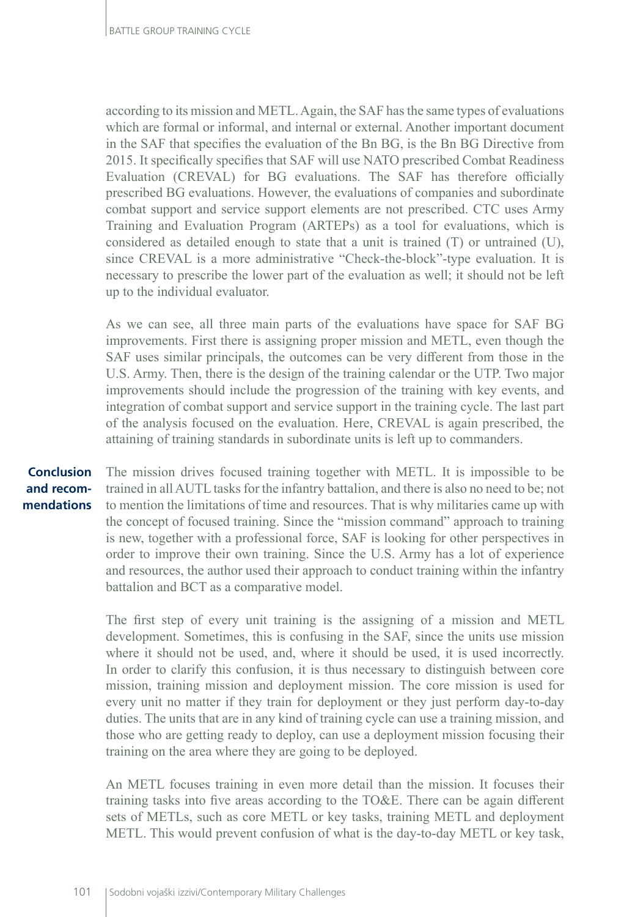according to its mission and METL. Again, the SAF has the same types of evaluations which are formal or informal, and internal or external. Another important document in the SAF that specifies the evaluation of the Bn BG, is the Bn BG Directive from 2015. It specifically specifies that SAF will use NATO prescribed Combat Readiness Evaluation (CREVAL) for BG evaluations. The SAF has therefore officially prescribed BG evaluations. However, the evaluations of companies and subordinate combat support and service support elements are not prescribed. CTC uses Army Training and Evaluation Program (ARTEPs) as a tool for evaluations, which is considered as detailed enough to state that a unit is trained (T) or untrained (U), since CREVAL is a more administrative "Check-the-block"-type evaluation. It is necessary to prescribe the lower part of the evaluation as well; it should not be left up to the individual evaluator.

As we can see, all three main parts of the evaluations have space for SAF BG improvements. First there is assigning proper mission and METL, even though the SAF uses similar principals, the outcomes can be very different from those in the U.S. Army. Then, there is the design of the training calendar or the UTP. Two major improvements should include the progression of the training with key events, and integration of combat support and service support in the training cycle. The last part of the analysis focused on the evaluation. Here, CREVAL is again prescribed, the attaining of training standards in subordinate units is left up to commanders.

## Conclusion and recommendations

The mission drives focused training together with METL. It is impossible to be trained in all AUTL tasks for the infantry battalion, and there is also no need to be; not to mention the limitations of time and resources. That is why militaries came up with the concept of focused training. Since the "mission command" approach to training is new, together with a professional force, SAF is looking for other perspectives in order to improve their own training. Since the U.S. Army has a lot of experience and resources, the author used their approach to conduct training within the infantry battalion and BCT as a comparative model.

The first step of every unit training is the assigning of a mission and METL development. Sometimes, this is confusing in the SAF, since the units use mission where it should not be used, and, where it should be used, it is used incorrectly. In order to clarify this confusion, it is thus necessary to distinguish between core mission, training mission and deployment mission. The core mission is used for every unit no matter if they train for deployment or they just perform day-to-day duties. The units that are in any kind of training cycle can use a training mission, and those who are getting ready to deploy, can use a deployment mission focusing their training on the area where they are going to be deployed.

An METL focuses training in even more detail than the mission. It focuses their training tasks into five areas according to the TO&E. There can be again different sets of METLs, such as core METL or key tasks, training METL and deployment METL. This would prevent confusion of what is the day-to-day METL or key task,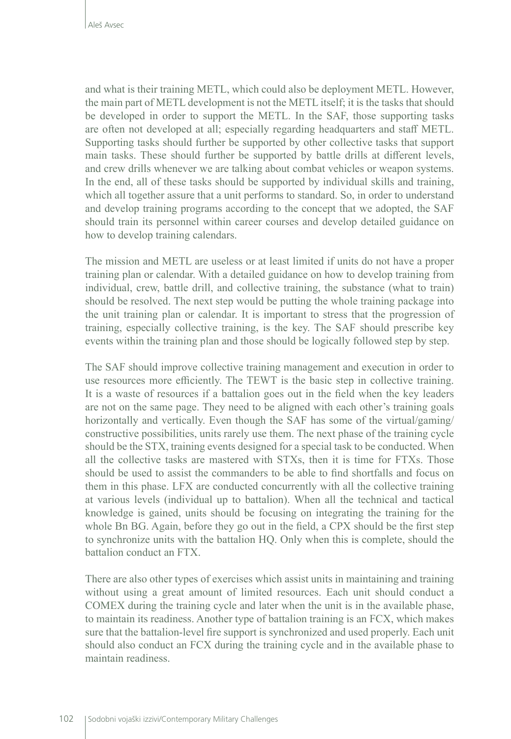and what is their training METL, which could also be deployment METL. However, the main part of METL development is not the METL itself; it is the tasks that should be developed in order to support the METL. In the SAF, those supporting tasks are often not developed at all; especially regarding headquarters and staff METL. Supporting tasks should further be supported by other collective tasks that support main tasks. These should further be supported by battle drills at different levels, and crew drills whenever we are talking about combat vehicles or weapon systems. In the end, all of these tasks should be supported by individual skills and training, which all together assure that a unit performs to standard. So, in order to understand and develop training programs according to the concept that we adopted, the SAF should train its personnel within career courses and develop detailed guidance on how to develop training calendars.

The mission and METL are useless or at least limited if units do not have a proper training plan or calendar. With a detailed guidance on how to develop training from individual, crew, battle drill, and collective training, the substance (what to train) should be resolved. The next step would be putting the whole training package into the unit training plan or calendar. It is important to stress that the progression of training, especially collective training, is the key. The SAF should prescribe key events within the training plan and those should be logically followed step by step.

The SAF should improve collective training management and execution in order to use resources more efficiently. The TEWT is the basic step in collective training. It is a waste of resources if a battalion goes out in the field when the key leaders are not on the same page. They need to be aligned with each other's training goals horizontally and vertically. Even though the SAF has some of the virtual/gaming/constructive possibilities, units rarely use them. The next phase of the training cycle should be the STX, training events designed for a special task to be conducted. When all the collective tasks are mastered with STXs, then it is time for FTXs. Those should be used to assist the commanders to be able to find shortfalls and focus on them in this phase. LFX are conducted concurrently with all the collective training at various levels (individual up to battalion). When all the technical and tactical knowledge is gained, units should be focusing on integrating the training for the whole Bn BG. Again, before they go out in the field, a CPX should be the first step to synchronize units with the battalion HQ. Only when this is complete, should the battalion conduct an FTX.

There are also other types of exercises which assist units in maintaining and training without using a great amount of limited resources. Each unit should conduct a COMEX during the training cycle and later when the unit is in the available phase, to maintain its readiness. Another type of battalion training is an FCX, which makes sure that the battalion-level fire support is synchronized and used properly. Each unit should also conduct an FCX during the training cycle and in the available phase to maintain readiness.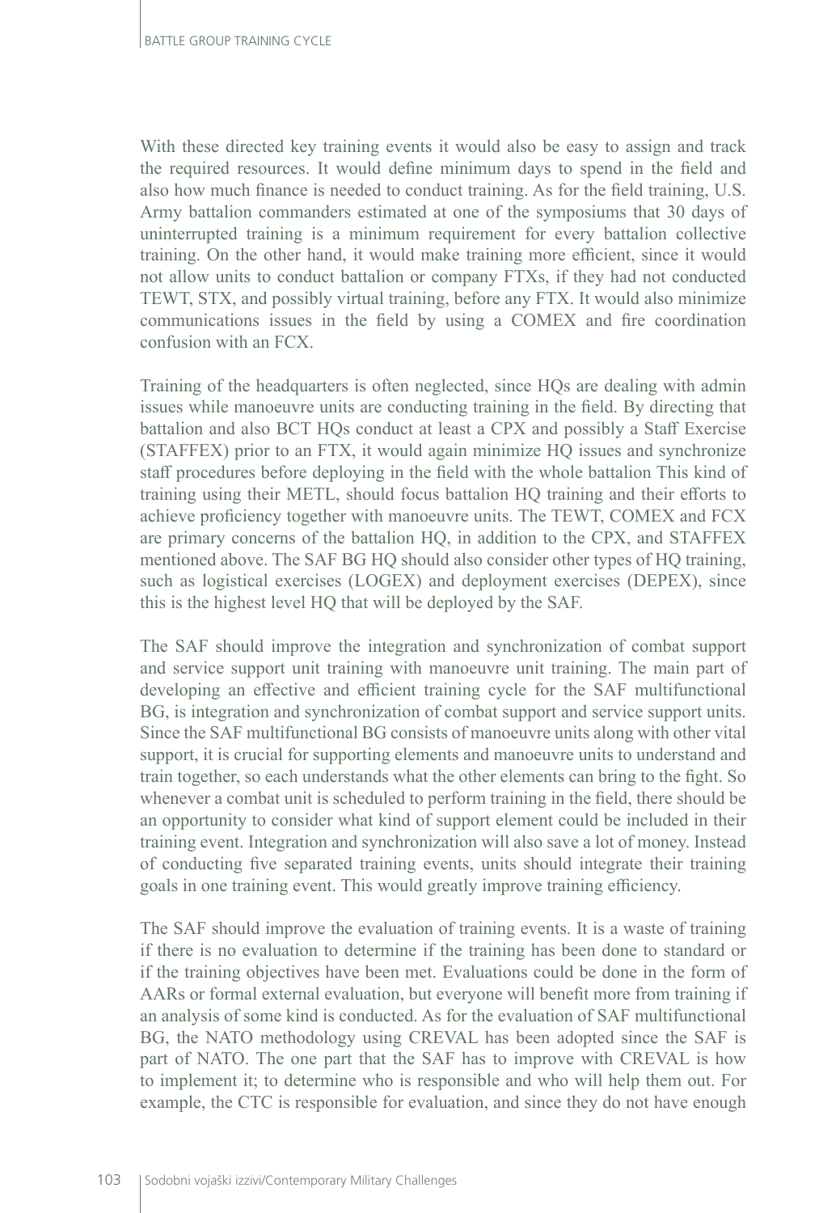With these directed key training events it would also be easy to assign and track the required resources. It would define minimum days to spend in the field and also how much finance is needed to conduct training. As for the field training, U.S. Army battalion commanders estimated at one of the symposiums that 30 days of uninterrupted training is a minimum requirement for every battalion collective training. On the other hand, it would make training more efficient, since it would not allow units to conduct battalion or company FTXs, if they had not conducted TEWT, STX, and possibly virtual training, before any FTX. It would also minimize communications issues in the field by using a COMEX and fire coordination confusion with an FCX.

Training of the headquarters is often neglected, since HQs are dealing with admin issues while manoeuvre units are conducting training in the field. By directing that battalion and also BCT HQs conduct at least a CPX and possibly a Staff Exercise (STAFFEX) prior to an FTX, it would again minimize HQ issues and synchronize staff procedures before deploying in the field with the whole battalion This kind of training using their METL, should focus battalion HQ training and their efforts to achieve proficiency together with manoeuvre units. The TEWT, COMEX and FCX are primary concerns of the battalion HQ, in addition to the CPX, and STAFFEX mentioned above. The SAF BG HQ should also consider other types of HQ training, such as logistical exercises (LOGEX) and deployment exercises (DEPEX), since this is the highest level HQ that will be deployed by the SAF.

The SAF should improve the integration and synchronization of combat support and service support unit training with manoeuvre unit training. The main part of developing an effective and efficient training cycle for the SAF multifunctional BG, is integration and synchronization of combat support and service support units. Since the SAF multifunctional BG consists of manoeuvre units along with other vital support, it is crucial for supporting elements and manoeuvre units to understand and train together, so each understands what the other elements can bring to the fight. So whenever a combat unit is scheduled to perform training in the field, there should be an opportunity to consider what kind of support element could be included in their training event. Integration and synchronization will also save a lot of money. Instead of conducting five separated training events, units should integrate their training goals in one training event. This would greatly improve training efficiency.

The SAF should improve the evaluation of training events. It is a waste of training if there is no evaluation to determine if the training has been done to standard or if the training objectives have been met. Evaluations could be done in the form of AARs or formal external evaluation, but everyone will benefit more from training if an analysis of some kind is conducted. As for the evaluation of SAF multifunctional BG, the NATO methodology using CREVAL has been adopted since the SAF is part of NATO. The one part that the SAF has to improve with CREVAL is how to implement it; to determine who is responsible and who will help them out. For example, the CTC is responsible for evaluation, and since they do not have enough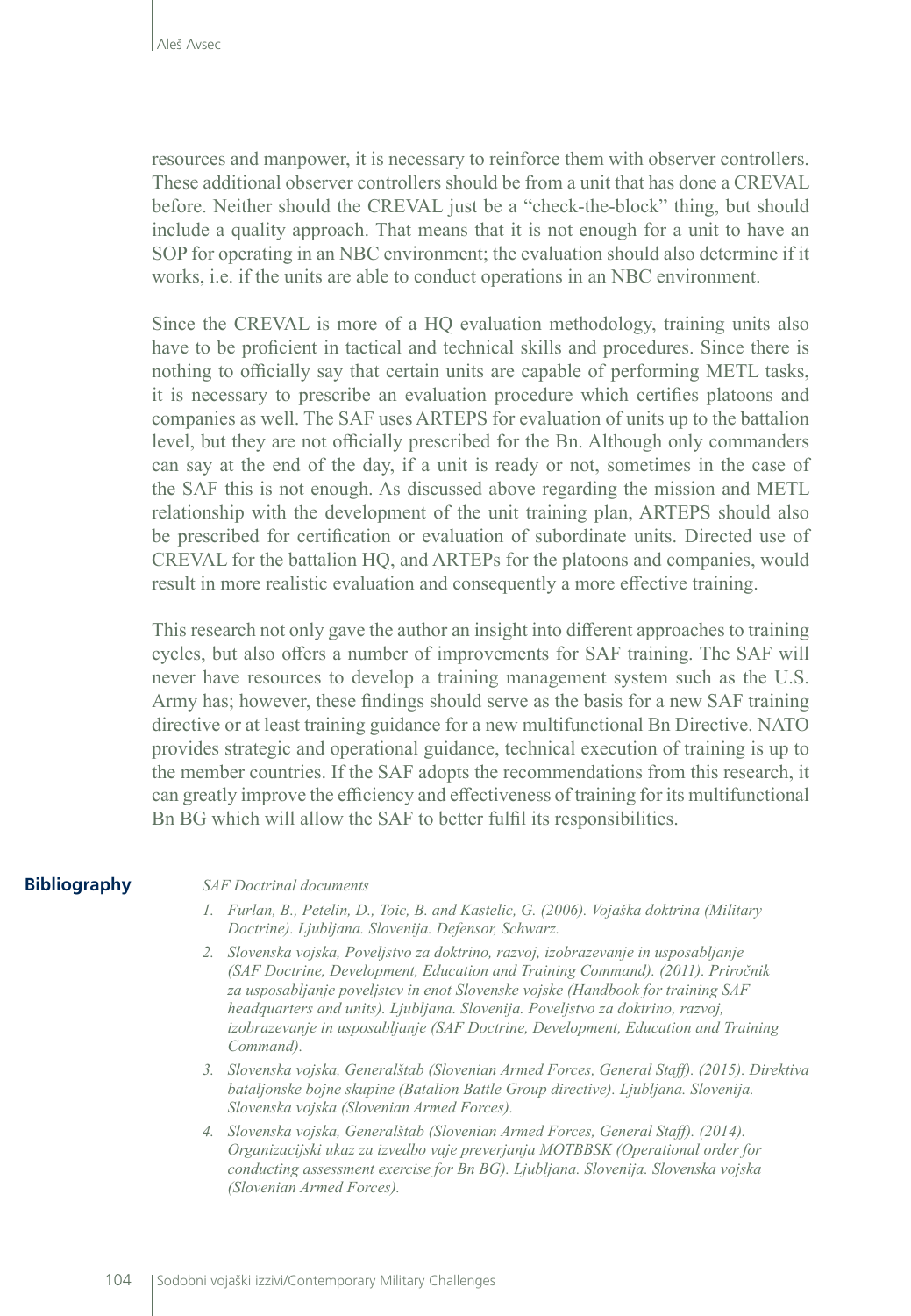resources and manpower, it is necessary to reinforce them with observer controllers. These additional observer controllers should be from a unit that has done a CREVAL before. Neither should the CREVAL just be a "check-the-block" thing, but should include a quality approach. That means that it is not enough for a unit to have an SOP for operating in an NBC environment; the evaluation should also determine if it works, i.e. if the units are able to conduct operations in an NBC environment.

Since the CREVAL is more of a HQ evaluation methodology, training units also have to be proficient in tactical and technical skills and procedures. Since there is nothing to officially say that certain units are capable of performing METL tasks, it is necessary to prescribe an evaluation procedure which certifies platoons and companies as well. The SAF uses ARTEPS for evaluation of units up to the battalion level, but they are not officially prescribed for the Bn. Although only commanders can say at the end of the day, if a unit is ready or not, sometimes in the case of the SAF this is not enough. As discussed above regarding the mission and METL relationship with the development of the unit training plan, ARTEPS should also be prescribed for certification or evaluation of subordinate units. Directed use of CREVAL for the battalion HQ, and ARTEPs for the platoons and companies, would result in more realistic evaluation and consequently a more effective training.

This research not only gave the author an insight into different approaches to training cycles, but also offers a number of improvements for SAF training. The SAF will never have resources to develop a training management system such as the U.S. Army has; however, these findings should serve as the basis for a new SAF training directive or at least training guidance for a new multifunctional Bn Directive. NATO provides strategic and operational guidance, technical execution of training is up to the member countries. If the SAF adopts the recommendations from this research, it can greatly improve the efficiency and effectiveness of training for its multifunctional Bn BG which will allow the SAF to better fulfil its responsibilities.

## Bibliography

*SAF Doctrinal documents*

1. *Furlan, B., Petelin, D., Toic, B. and Kastelic, G. (2006). Vojaška doktrina (Military Doctrine). Ljubljana. Slovenija. Defensor, Schwarz.*
2. *Slovenska vojska, Poveljstvo za doktrino, razvoj, izobrazevanje in usposabljanje (SAF Doctrine, Development, Education and Training Command). (2011). Priročnik za usposabljanje poveljstev in enot Slovenske vojske (Handbook for training SAF headquarters and units). Ljubljana. Slovenija. Poveljstvo za doktrino, razvoj, izobrazevanje in usposabljanje (SAF Doctrine, Development, Education and Training Command).*
3. *Slovenska vojska, Generalštab (Slovenian Armed Forces, General Staff). (2015). Direktiva bataljonske bojne skupine (Batalion Battle Group directive). Ljubljana. Slovenija. Slovenska vojska (Slovenian Armed Forces).*
4. *Slovenska vojska, Generalštab (Slovenian Armed Forces, General Staff). (2014). Organizacijski ukaz za izvedbo vaje preverjanja MOTBBSK (Operational order for conducting assessment exercise for Bn BG). Ljubljana. Slovenija. Slovenska vojska (Slovenian Armed Forces).*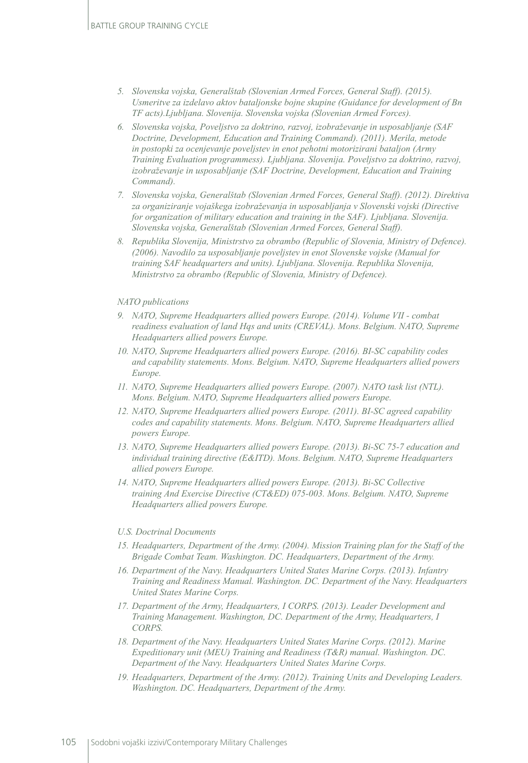5. *Slovenska vojska, Generalštab (Slovenian Armed Forces, General Staff). (2015). Usmeritve za izdelavo aktov bataljonske bojne skupine (Guidance for development of Bn TF acts).Ljubljana. Slovenija. Slovenska vojska (Slovenian Armed Forces).*
6. *Slovenska vojska, Poveljstvo za doktrino, razvoj, izobraževanje in usposabljanje (SAF Doctrine, Development, Education and Training Command). (2011). Merila, metode in postopki za ocenjevanje poveljstev in enot pehotni motorizirani bataljon (Army Training Evaluation programmess). Ljubljana. Slovenija. Poveljstvo za doktrino, razvoj, izobraževanje in usposabljanje (SAF Doctrine, Development, Education and Training Command).*
7. *Slovenska vojska, Generalštab (Slovenian Armed Forces, General Staff). (2012). Direktiva za organiziranje vojaškega izobraževanja in usposabljanja v Slovenski vojski (Directive for organization of military education and training in the SAF). Ljubljana. Slovenija. Slovenska vojska, Generalštab (Slovenian Armed Forces, General Staff).*
8. *Republika Slovenija, Ministrstvo za obrambo (Republic of Slovenia, Ministry of Defence). (2006). Navodilo za usposabljanje poveljstev in enot Slovenske vojske (Manual for training SAF headquarters and units). Ljubljana. Slovenija. Republika Slovenija, Ministrstvo za obrambo (Republic of Slovenia, Ministry of Defence).*

*NATO publications*

9. *NATO, Supreme Headquarters allied powers Europe. (2014). Volume VII - combat readiness evaluation of land Hqs and units (CREVAL). Mons. Belgium. NATO, Supreme Headquarters allied powers Europe.*
10. *NATO, Supreme Headquarters allied powers Europe. (2016). BI-SC capability codes and capability statements. Mons. Belgium. NATO, Supreme Headquarters allied powers Europe.*
11. *NATO, Supreme Headquarters allied powers Europe. (2007). NATO task list (NTL). Mons. Belgium. NATO, Supreme Headquarters allied powers Europe.*
12. *NATO, Supreme Headquarters allied powers Europe. (2011). BI-SC agreed capability codes and capability statements. Mons. Belgium. NATO, Supreme Headquarters allied powers Europe.*
13. *NATO, Supreme Headquarters allied powers Europe. (2013). Bi-SC 75-7 education and individual training directive (E&ITD). Mons. Belgium. NATO, Supreme Headquarters allied powers Europe.*
14. *NATO, Supreme Headquarters allied powers Europe. (2013). Bi-SC Collective training And Exercise Directive (CT&ED) 075-003. Mons. Belgium. NATO, Supreme Headquarters allied powers Europe.*

*U.S. Doctrinal Documents*

15. *Headquarters, Department of the Army. (2004). Mission Training plan for the Staff of the Brigade Combat Team. Washington. DC. Headquarters, Department of the Army.*
16. *Department of the Navy. Headquarters United States Marine Corps. (2013). Infantry Training and Readiness Manual. Washington. DC. Department of the Navy. Headquarters United States Marine Corps.*
17. *Department of the Army, Headquarters, I CORPS. (2013). Leader Development and Training Management. Washington, DC. Department of the Army, Headquarters, I CORPS.*
18. *Department of the Navy. Headquarters United States Marine Corps. (2012). Marine Expeditionary unit (MEU) Training and Readiness (T&R) manual. Washington. DC. Department of the Navy. Headquarters United States Marine Corps.*
19. *Headquarters, Department of the Army. (2012). Training Units and Developing Leaders. Washington. DC. Headquarters, Department of the Army.*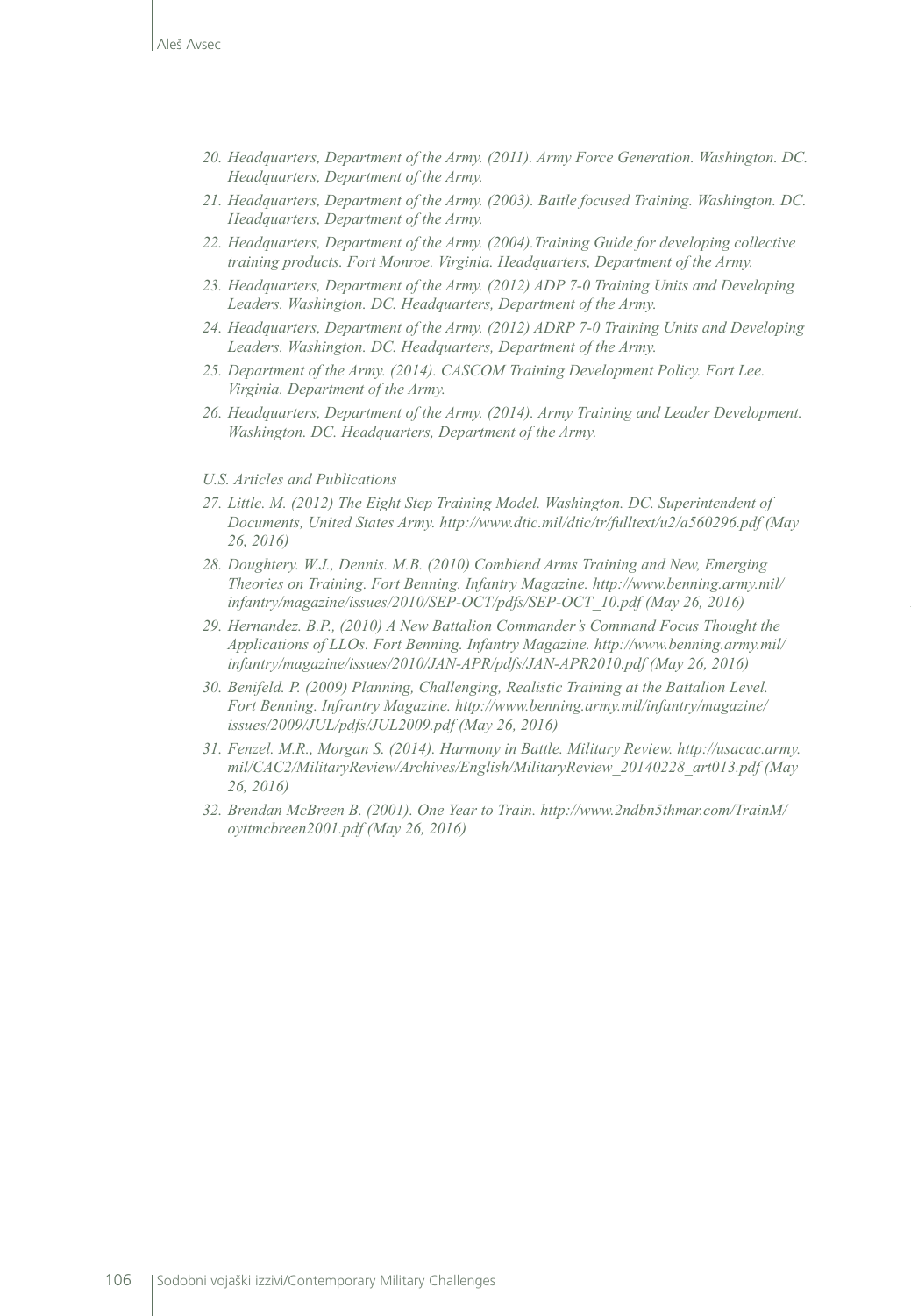20. *Headquarters, Department of the Army. (2011). Army Force Generation. Washington. DC. Headquarters, Department of the Army.*
21. *Headquarters, Department of the Army. (2003). Battle focused Training. Washington. DC. Headquarters, Department of the Army.*
22. *Headquarters, Department of the Army. (2004).Training Guide for developing collective training products. Fort Monroe. Virginia. Headquarters, Department of the Army.*
23. *Headquarters, Department of the Army. (2012) ADP 7-0 Training Units and Developing Leaders. Washington. DC. Headquarters, Department of the Army.*
24. *Headquarters, Department of the Army. (2012) ADRP 7-0 Training Units and Developing Leaders. Washington. DC. Headquarters, Department of the Army.*
25. *Department of the Army. (2014). CASCOM Training Development Policy. Fort Lee. Virginia. Department of the Army.*
26. *Headquarters, Department of the Army. (2014). Army Training and Leader Development. Washington. DC. Headquarters, Department of the Army.*

*U.S. Articles and Publications*

27. *Little. M. (2012) The Eight Step Training Model. Washington. DC. Superintendent of Documents, United States Army. http://www.dtic.mil/dtic/tr/fulltext/u2/a560296.pdf (May 26, 2016)*
28. *Doughtery. W.J., Dennis. M.B. (2010) Combiend Arms Training and New, Emerging Theories on Training. Fort Benning. Infantry Magazine. http://www.benning.army.mil/infantry/magazine/issues/2010/SEP-OCT/pdfs/SEP-OCT_10.pdf (May 26, 2016)*
29. *Hernandez. B.P., (2010) A New Battalion Commander's Command Focus Thought the Applications of LLOs. Fort Benning. Infantry Magazine. http://www.benning.army.mil/infantry/magazine/issues/2010/JAN-APR/pdfs/JAN-APR2010.pdf (May 26, 2016)*
30. *Benifeld. P. (2009) Planning, Challenging, Realistic Training at the Battalion Level. Fort Benning. Infrantry Magazine. http://www.benning.army.mil/infantry/magazine/issues/2009/JUL/pdfs/JUL2009.pdf (May 26, 2016)*
31. *Fenzel. M.R., Morgan S. (2014). Harmony in Battle. Military Review. http://usacac.army.mil/CAC2/MilitaryReview/Archives/English/MilitaryReview_20140228_art013.pdf (May 26, 2016)*
32. *Brendan McBreen B. (2001). One Year to Train. http://www.2ndbn5thmar.com/TrainM/oyttmcbreen2001.pdf (May 26, 2016)*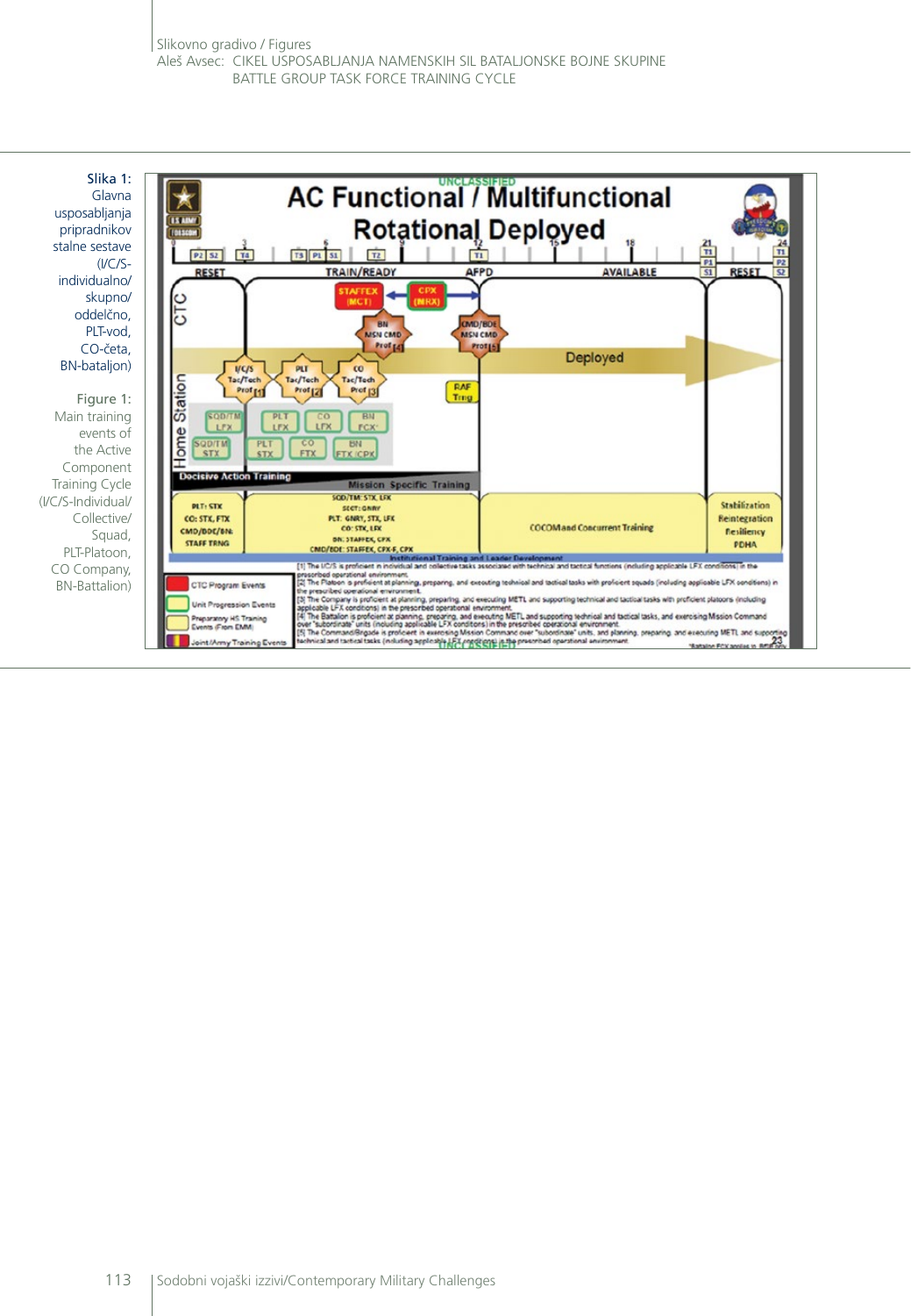Slika 1: Glavna usposabljanja pripadnikov stalne sestave (I/C/S-individualno/ skupno/ oddelčno, PLT-vod, CO-četa, BN-bataljon)

Figure 1: Main training events of the Active Component Training Cycle (I/C/S-Individual/ Collective/ Squad, PLT-Platoon, CO Company, BN-Battalion)